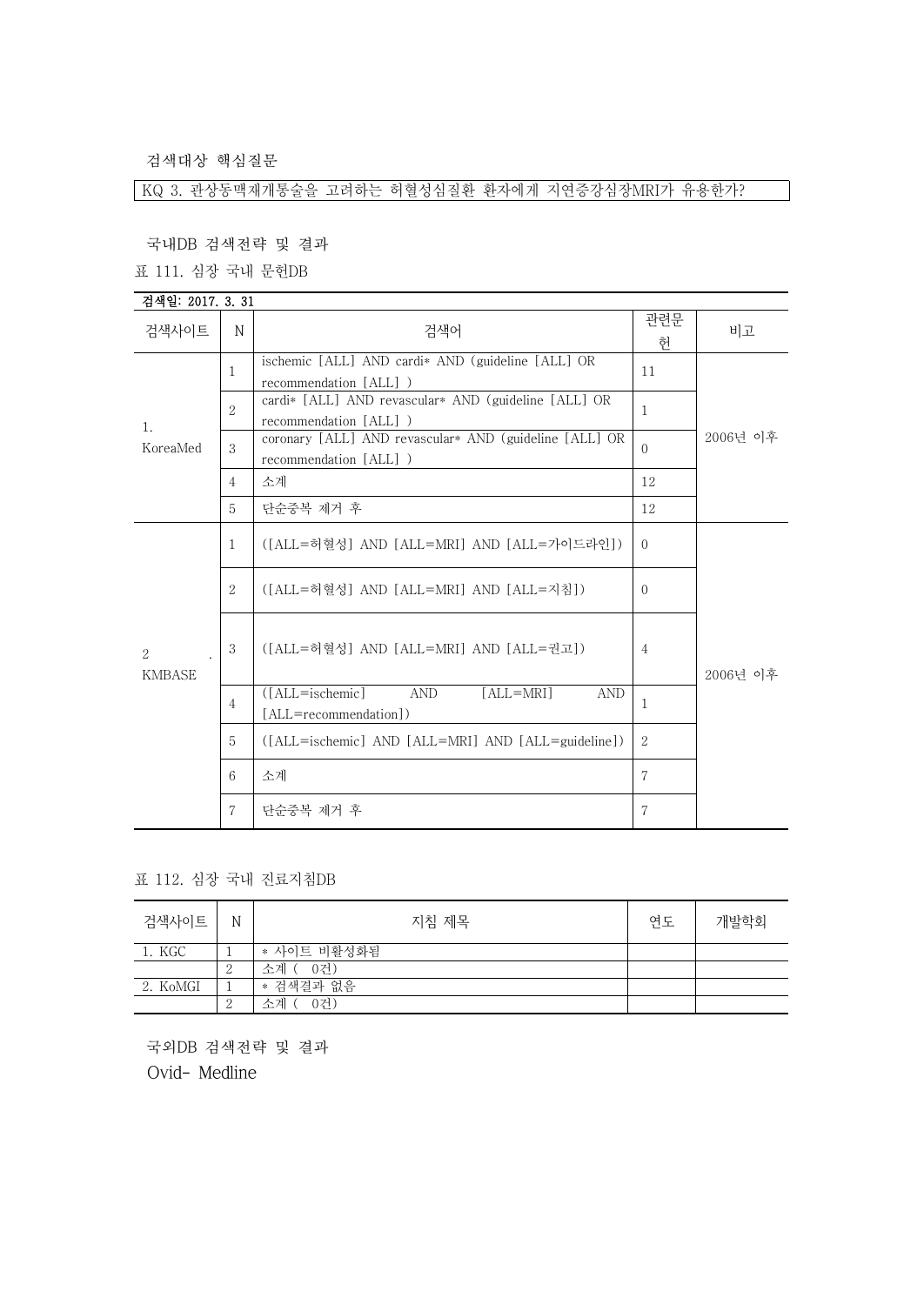검색대상 핵심질문

| KQ 3. 관상동맥재개통술을 고려하는 허혈성심질환 환자에게 지연증강심장MRI가 유용한가? |
|---|

국내DB 검색전략 및 결과

표 111. 심장 국내 문헌DB

검색일: 2017. 3. 31

| 검색사이트 | N | 검색어 | 관련문헌 | 비고 |
|---|---|---|---|---|
| 1. KoreaMed | 1 | ischemic [ALL] AND cardi* AND (guideline [ALL] OR recommendation [ALL] ) | 11 | 2006년 이후 |
| | 2 | cardi* [ALL] AND revascular* AND (guideline [ALL] OR recommendation [ALL] ) | 1 | |
| | 3 | coronary [ALL] AND revascular* AND (guideline [ALL] OR recommendation [ALL] ) | 0 | |
| | 4 | 소계 | 12 | |
| | 5 | 단순중복 제거 후 | 12 | |
| 2. KMBASE | 1 | ([ALL=허혈성] AND [ALL=MRI] AND [ALL=가이드라인]) | 0 | 2006년 이후 |
| | 2 | ([ALL=허혈성] AND [ALL=MRI] AND [ALL=지침]) | 0 | |
| | 3 | ([ALL=허혈성] AND [ALL=MRI] AND [ALL=권고]) | 4 | |
| | 4 | ([ALL=ischemic] AND [ALL=MRI] AND [ALL=recommendation]) | 1 | |
| | 5 | ([ALL=ischemic] AND [ALL=MRI] AND [ALL=guideline]) | 2 | |
| | 6 | 소계 | 7 | |
| | 7 | 단순중복 제거 후 | 7 | |

표 112. 심장 국내 진료지침DB

| 검색사이트 | N | 지침 제목 | 연도 | 개발학회 |
|---|---|---|---|---|
| 1. KGC | 1 | * 사이트 비활성화됨 | | |
| | 2 | 소계 ( 0건) | | |
| 2. KoMGI | 1 | * 검색결과 없음 | | |
| | 2 | 소계 ( 0건) | | |

국외DB 검색전략 및 결과

Ovid- Medline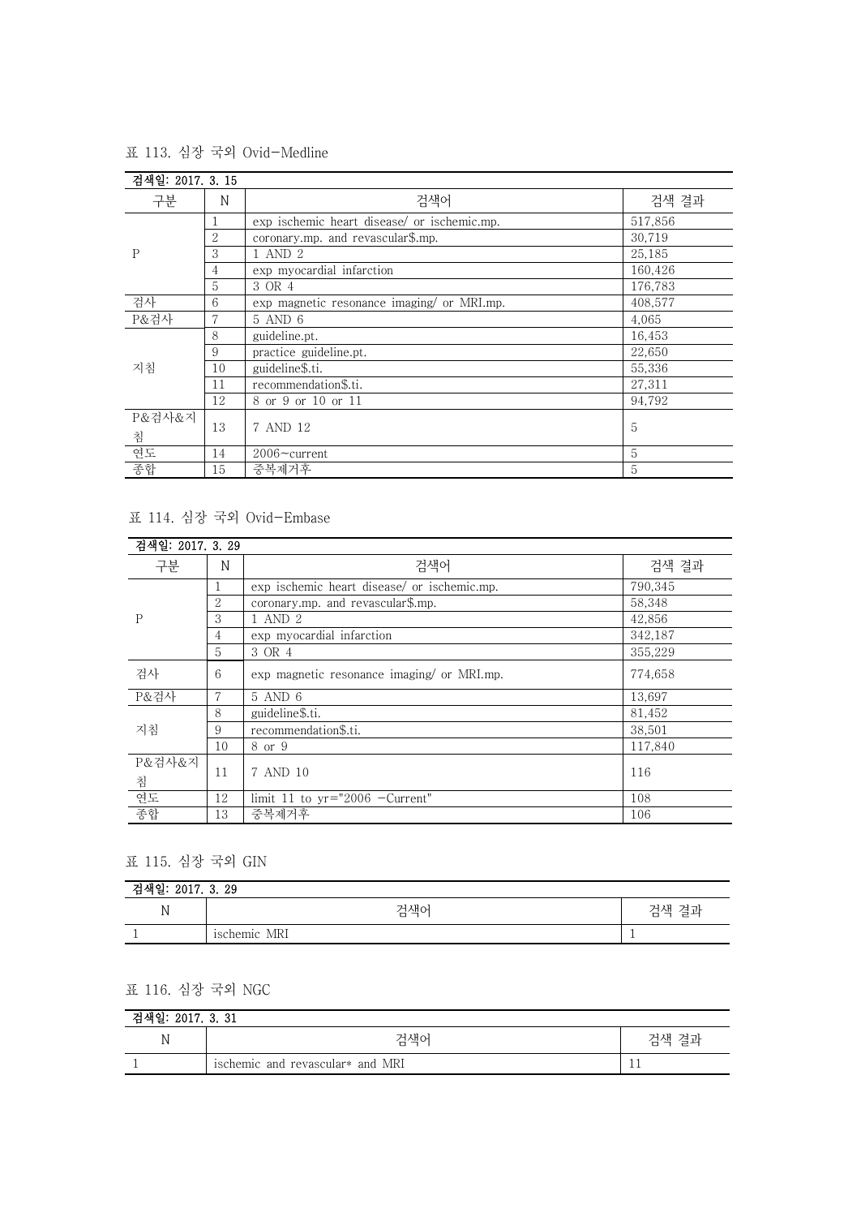표 113. 심장 국외 Ovid-Medline

| 검색일: 2017. 3. 15 | | | |
|---|---|---|---|
| 구분 | N | 검색어 | 검색 결과 |
| P | 1 | exp ischemic heart disease/ or ischemic.mp. | 517,856 |
| | 2 | coronary.mp. and revascular$.mp. | 30,719 |
| | 3 | 1 AND 2 | 25,185 |
| | 4 | exp myocardial infarction | 160,426 |
| | 5 | 3 OR 4 | 176,783 |
| 검사 | 6 | exp magnetic resonance imaging/ or MRI.mp. | 408,577 |
| P&검사 | 7 | 5 AND 6 | 4,065 |
| 지침 | 8 | guideline.pt. | 16,453 |
| | 9 | practice guideline.pt. | 22,650 |
| | 10 | guideline$.ti. | 55,336 |
| | 11 | recommendation$.ti. | 27,311 |
| | 12 | 8 or 9 or 10 or 11 | 94,792 |
| P&검사&지침 | 13 | 7 AND 12 | 5 |
| 연도 | 14 | 2006~current | 5 |
| 종합 | 15 | 중복제거후 | 5 |

표 114. 심장 국외 Ovid-Embase

| 검색일: 2017. 3. 29 | | | |
|---|---|---|---|
| 구분 | N | 검색어 | 검색 결과 |
| P | 1 | exp ischemic heart disease/ or ischemic.mp. | 790,345 |
| | 2 | coronary.mp. and revascular$.mp. | 58,348 |
| | 3 | 1 AND 2 | 42,856 |
| | 4 | exp myocardial infarction | 342,187 |
| | 5 | 3 OR 4 | 355,229 |
| 검사 | 6 | exp magnetic resonance imaging/ or MRI.mp. | 774,658 |
| P&검사 | 7 | 5 AND 6 | 13,697 |
| 지침 | 8 | guideline$.ti. | 81,452 |
| | 9 | recommendation$.ti. | 38,501 |
| | 10 | 8 or 9 | 117,840 |
| P&검사&지침 | 11 | 7 AND 10 | 116 |
| 연도 | 12 | limit 11 to yr="2006 -Current" | 108 |
| 종합 | 13 | 중복제거후 | 106 |

표 115. 심장 국외 GIN

| 검색일: 2017. 3. 29 | | |
|---|---|---|
| N | 검색어 | 검색 결과 |
| 1 | ischemic MRI | 1 |

표 116. 심장 국외 NGC

| 검색일: 2017. 3. 31 | | |
|---|---|---|
| N | 검색어 | 검색 결과 |
| 1 | ischemic and revascular* and MRI | 11 |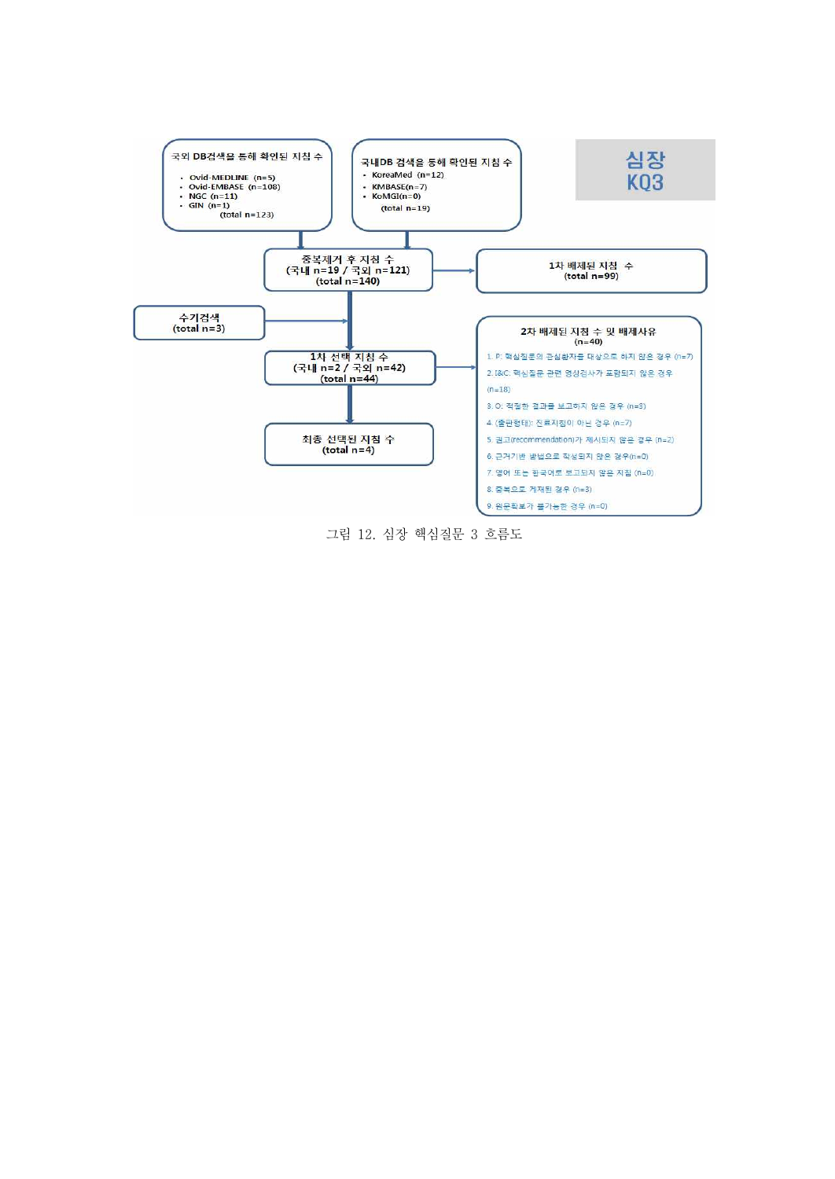심장
KQ3

국외 DB검색을 통해 확인된 지침 수
- Ovid-MEDLINE (n=5)
- Ovid-EMBASE (n=108)
- NGC (n=11)
- GIN (n=1)

(total n=123)

국내DB 검색을 통해 확인된 지침 수
- KoreaMed (n=12)
- KMBASE(n=7)
- KoMGI(n=0)

(total n=19)

중복제거 후 지침 수
(국내 n=19 / 국외 n=121)
(total n=140)

1차 배제된 지침 수
(total n=99)

수기검색
(total n=3)

1차 선택 지침 수
(국내 n=2 / 국외 n=42)
(total n=44)

2차 배제된 지침 수 및 배제사유
(n=40)

1. P: 핵심질문의 관심환자를 대상으로 하지 않은 경우 (n=7)
2. I&C: 핵심질문 관련 영상검사가 포함되지 않은 경우 (n=18)
3. O: 적절한 결과를 보고하지 않은 경우 (n=3)
4. (출판형태): 진료지침이 아닌 경우 (n=7)
5. 권고(recommendation)가 제시되지 않은 경우 (n=2)
6. 근거기반 방법으로 작성되지 않은 경우(n=0)
7. 영어 또는 한국어로 보고되지 않은 지침 (n=0)
8. 중복으로 게재된 경우 (n=3)
9. 원문확보가 불가능한 경우 (n=0)

최종 선택된 지침 수
(total n=4)

그림 12. 심장 핵심질문 3 흐름도